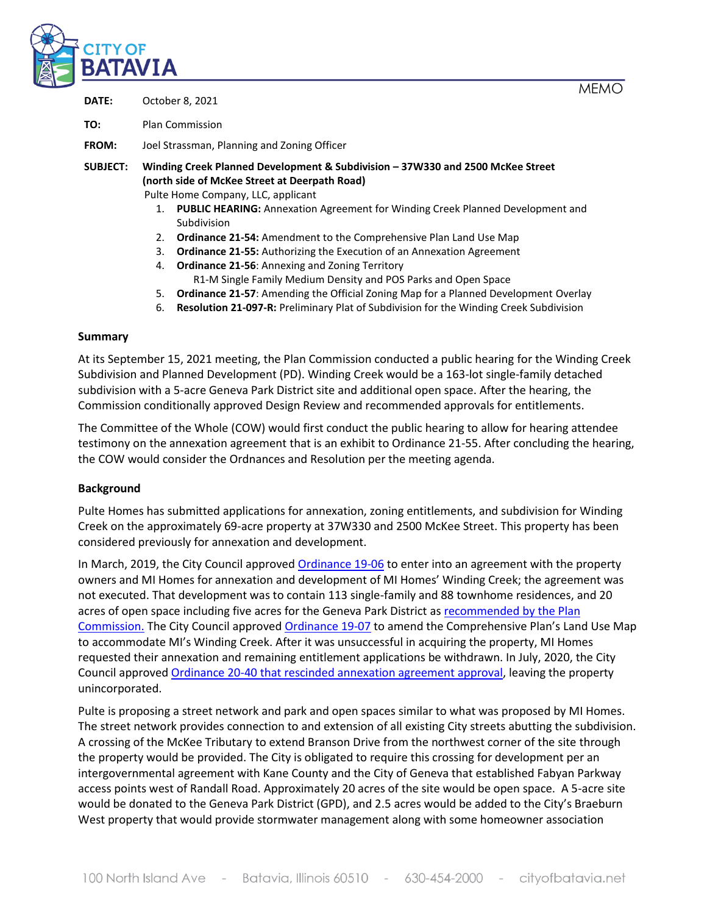# CITY OF BATAVIA

MEMO

**DATE:** October 8, 2021

**TO:** Plan Commission

**FROM:** Joel Strassman, Planning and Zoning Officer

**SUBJECT:** **Winding Creek Planned Development & Subdivision – 37W330 and 2500 McKee Street (north side of McKee Street at Deerpath Road)**
Pulte Home Company, LLC, applicant

1. **PUBLIC HEARING:** Annexation Agreement for Winding Creek Planned Development and Subdivision
2. **Ordinance 21-54:** Amendment to the Comprehensive Plan Land Use Map
3. **Ordinance 21-55:** Authorizing the Execution of an Annexation Agreement
4. **Ordinance 21-56**: Annexing and Zoning Territory
   R1-M Single Family Medium Density and POS Parks and Open Space
5. **Ordinance 21-57**: Amending the Official Zoning Map for a Planned Development Overlay
6. **Resolution 21-097-R:** Preliminary Plat of Subdivision for the Winding Creek Subdivision

## Summary

At its September 15, 2021 meeting, the Plan Commission conducted a public hearing for the Winding Creek Subdivision and Planned Development (PD). Winding Creek would be a 163-lot single-family detached subdivision with a 5-acre Geneva Park District site and additional open space. After the hearing, the Commission conditionally approved Design Review and recommended approvals for entitlements.

The Committee of the Whole (COW) would first conduct the public hearing to allow for hearing attendee testimony on the annexation agreement that is an exhibit to Ordinance 21-55. After concluding the hearing, the COW would consider the Ordnances and Resolution per the meeting agenda.

## Background

Pulte Homes has submitted applications for annexation, zoning entitlements, and subdivision for Winding Creek on the approximately 69-acre property at 37W330 and 2500 McKee Street. This property has been considered previously for annexation and development.

In March, 2019, the City Council approved Ordinance 19-06 to enter into an agreement with the property owners and MI Homes for annexation and development of MI Homes' Winding Creek; the agreement was not executed. That development was to contain 113 single-family and 88 townhome residences, and 20 acres of open space including five acres for the Geneva Park District as recommended by the Plan Commission. The City Council approved Ordinance 19-07 to amend the Comprehensive Plan's Land Use Map to accommodate MI's Winding Creek. After it was unsuccessful in acquiring the property, MI Homes requested their annexation and remaining entitlement applications be withdrawn. In July, 2020, the City Council approved Ordinance 20-40 that rescinded annexation agreement approval, leaving the property unincorporated.

Pulte is proposing a street network and park and open spaces similar to what was proposed by MI Homes. The street network provides connection to and extension of all existing City streets abutting the subdivision. A crossing of the McKee Tributary to extend Branson Drive from the northwest corner of the site through the property would be provided. The City is obligated to require this crossing for development per an intergovernmental agreement with Kane County and the City of Geneva that established Fabyan Parkway access points west of Randall Road. Approximately 20 acres of the site would be open space. A 5-acre site would be donated to the Geneva Park District (GPD), and 2.5 acres would be added to the City's Braeburn West property that would provide stormwater management along with some homeowner association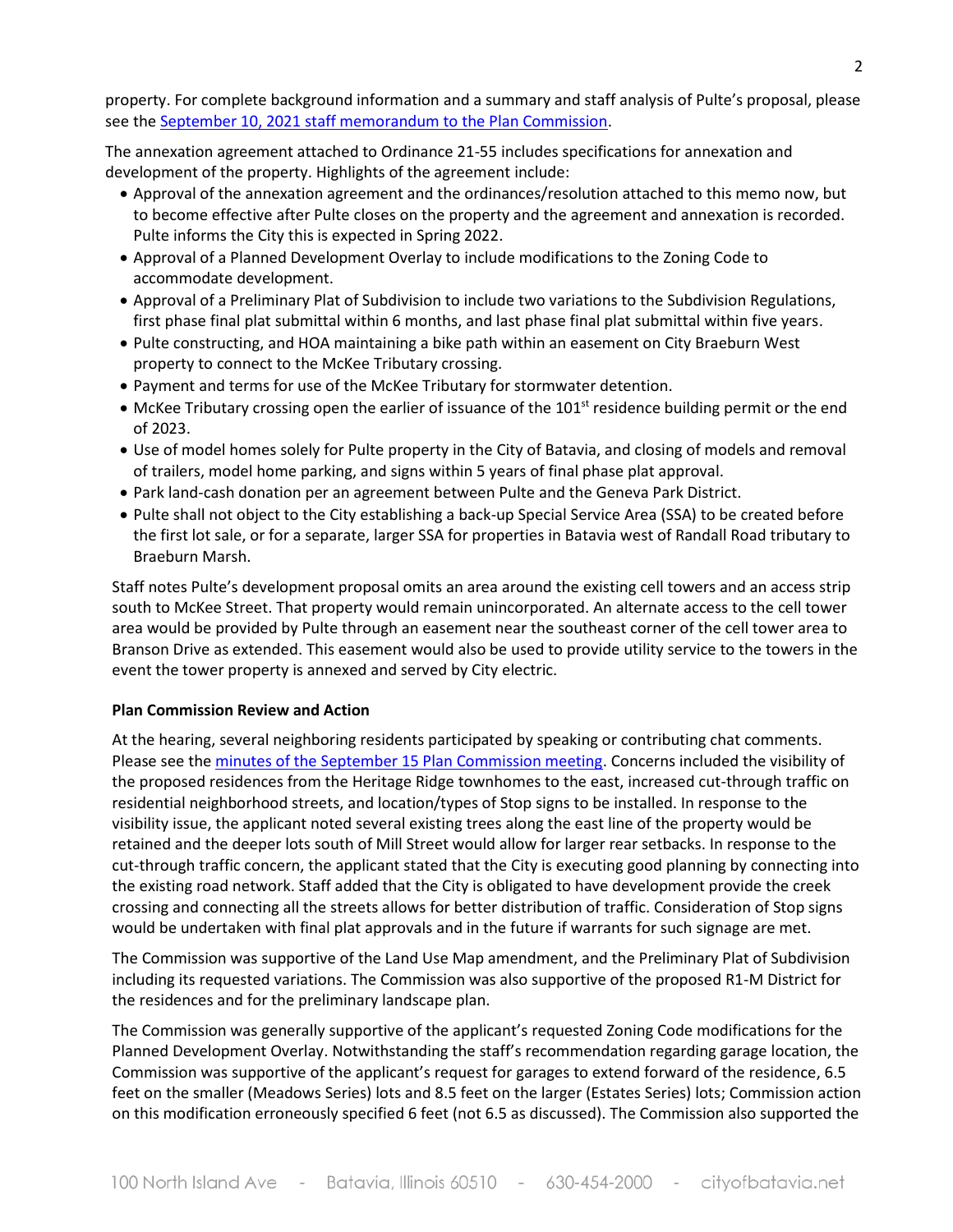property. For complete background information and a summary and staff analysis of Pulte's proposal, please see the [September 10, 2021 staff memorandum to the Plan Commission](#).

The annexation agreement attached to Ordinance 21-55 includes specifications for annexation and development of the property. Highlights of the agreement include:

- Approval of the annexation agreement and the ordinances/resolution attached to this memo now, but to become effective after Pulte closes on the property and the agreement and annexation is recorded. Pulte informs the City this is expected in Spring 2022.
- Approval of a Planned Development Overlay to include modifications to the Zoning Code to accommodate development.
- Approval of a Preliminary Plat of Subdivision to include two variations to the Subdivision Regulations, first phase final plat submittal within 6 months, and last phase final plat submittal within five years.
- Pulte constructing, and HOA maintaining a bike path within an easement on City Braeburn West property to connect to the McKee Tributary crossing.
- Payment and terms for use of the McKee Tributary for stormwater detention.
- McKee Tributary crossing open the earlier of issuance of the 101st residence building permit or the end of 2023.
- Use of model homes solely for Pulte property in the City of Batavia, and closing of models and removal of trailers, model home parking, and signs within 5 years of final phase plat approval.
- Park land-cash donation per an agreement between Pulte and the Geneva Park District.
- Pulte shall not object to the City establishing a back-up Special Service Area (SSA) to be created before the first lot sale, or for a separate, larger SSA for properties in Batavia west of Randall Road tributary to Braeburn Marsh.

Staff notes Pulte's development proposal omits an area around the existing cell towers and an access strip south to McKee Street. That property would remain unincorporated. An alternate access to the cell tower area would be provided by Pulte through an easement near the southeast corner of the cell tower area to Branson Drive as extended. This easement would also be used to provide utility service to the towers in the event the tower property is annexed and served by City electric.

**Plan Commission Review and Action**

At the hearing, several neighboring residents participated by speaking or contributing chat comments. Please see the [minutes of the September 15 Plan Commission meeting](#). Concerns included the visibility of the proposed residences from the Heritage Ridge townhomes to the east, increased cut-through traffic on residential neighborhood streets, and location/types of Stop signs to be installed. In response to the visibility issue, the applicant noted several existing trees along the east line of the property would be retained and the deeper lots south of Mill Street would allow for larger rear setbacks. In response to the cut-through traffic concern, the applicant stated that the City is executing good planning by connecting into the existing road network. Staff added that the City is obligated to have development provide the creek crossing and connecting all the streets allows for better distribution of traffic. Consideration of Stop signs would be undertaken with final plat approvals and in the future if warrants for such signage are met.

The Commission was supportive of the Land Use Map amendment, and the Preliminary Plat of Subdivision including its requested variations. The Commission was also supportive of the proposed R1-M District for the residences and for the preliminary landscape plan.

The Commission was generally supportive of the applicant's requested Zoning Code modifications for the Planned Development Overlay. Notwithstanding the staff's recommendation regarding garage location, the Commission was supportive of the applicant's request for garages to extend forward of the residence, 6.5 feet on the smaller (Meadows Series) lots and 8.5 feet on the larger (Estates Series) lots; Commission action on this modification erroneously specified 6 feet (not 6.5 as discussed). The Commission also supported the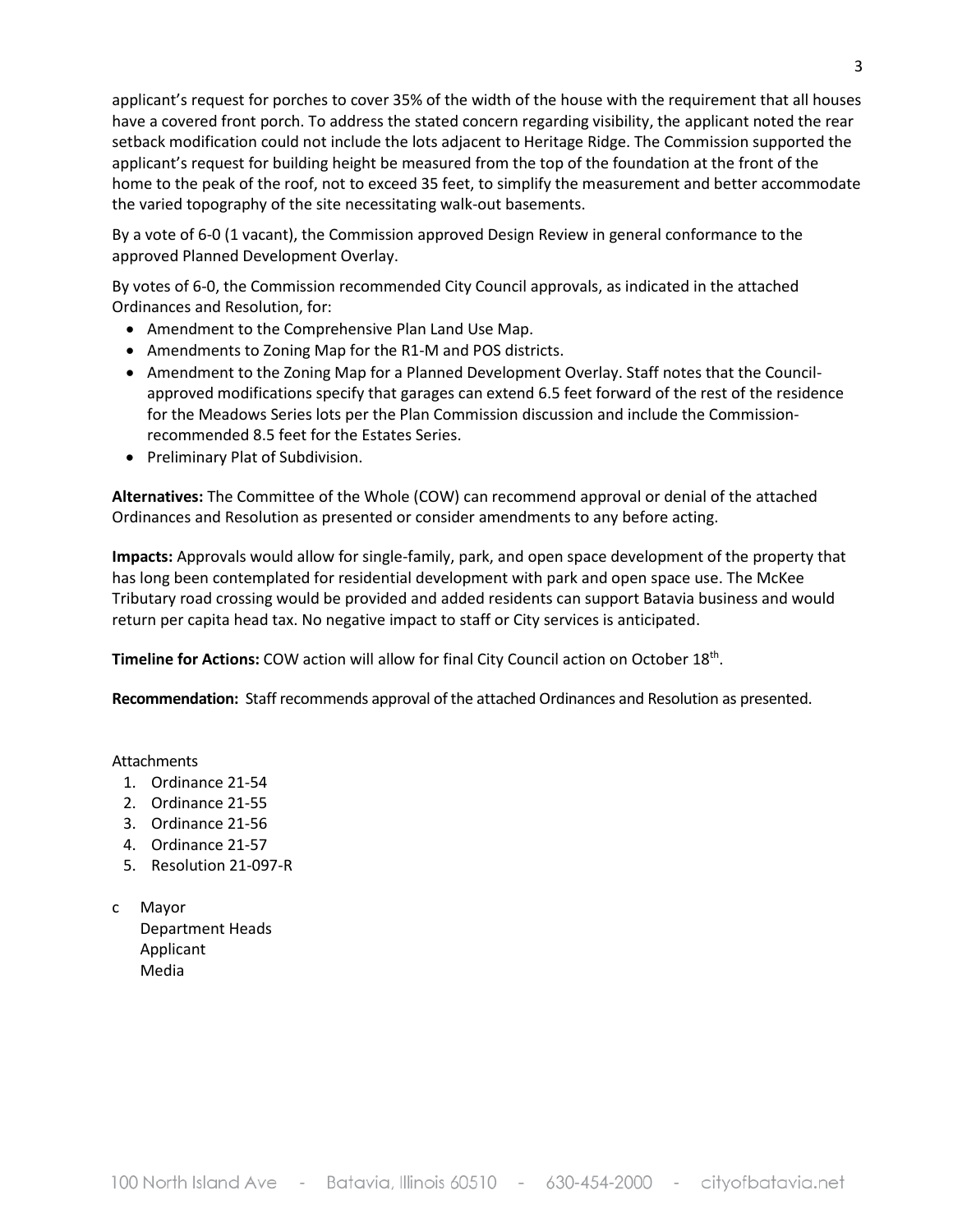applicant's request for porches to cover 35% of the width of the house with the requirement that all houses have a covered front porch. To address the stated concern regarding visibility, the applicant noted the rear setback modification could not include the lots adjacent to Heritage Ridge. The Commission supported the applicant's request for building height be measured from the top of the foundation at the front of the home to the peak of the roof, not to exceed 35 feet, to simplify the measurement and better accommodate the varied topography of the site necessitating walk-out basements.

By a vote of 6-0 (1 vacant), the Commission approved Design Review in general conformance to the approved Planned Development Overlay.

By votes of 6-0, the Commission recommended City Council approvals, as indicated in the attached Ordinances and Resolution, for:

- Amendment to the Comprehensive Plan Land Use Map.
- Amendments to Zoning Map for the R1-M and POS districts.
- Amendment to the Zoning Map for a Planned Development Overlay. Staff notes that the Council-approved modifications specify that garages can extend 6.5 feet forward of the rest of the residence for the Meadows Series lots per the Plan Commission discussion and include the Commission-recommended 8.5 feet for the Estates Series.
- Preliminary Plat of Subdivision.

**Alternatives:** The Committee of the Whole (COW) can recommend approval or denial of the attached Ordinances and Resolution as presented or consider amendments to any before acting.

**Impacts:** Approvals would allow for single-family, park, and open space development of the property that has long been contemplated for residential development with park and open space use. The McKee Tributary road crossing would be provided and added residents can support Batavia business and would return per capita head tax. No negative impact to staff or City services is anticipated.

**Timeline for Actions:** COW action will allow for final City Council action on October 18th.

**Recommendation:** Staff recommends approval of the attached Ordinances and Resolution as presented.

Attachments

1. Ordinance 21-54
2. Ordinance 21-55
3. Ordinance 21-56
4. Ordinance 21-57
5. Resolution 21-097-R

c Mayor
Department Heads
Applicant
Media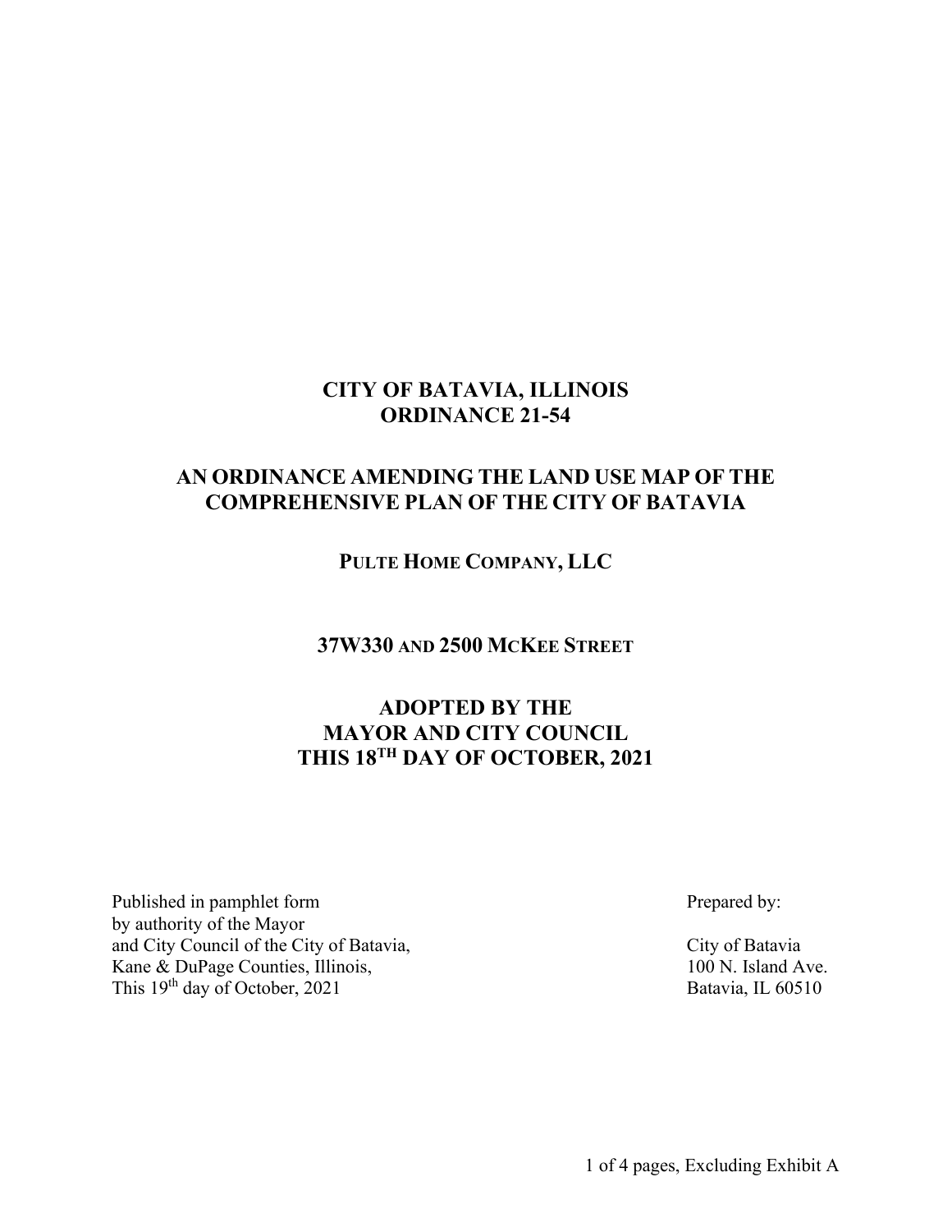# CITY OF BATAVIA, ILLINOIS
# ORDINANCE 21-54

## AN ORDINANCE AMENDING THE LAND USE MAP OF THE COMPREHENSIVE PLAN OF THE CITY OF BATAVIA

### PULTE HOME COMPANY, LLC

### 37W330 AND 2500 MCKEE STREET

### ADOPTED BY THE MAYOR AND CITY COUNCIL THIS 18TH DAY OF OCTOBER, 2021

Published in pamphlet form
by authority of the Mayor
and City Council of the City of Batavia,
Kane & DuPage Counties, Illinois,
This 19th day of October, 2021

Prepared by:

City of Batavia
100 N. Island Ave.
Batavia, IL 60510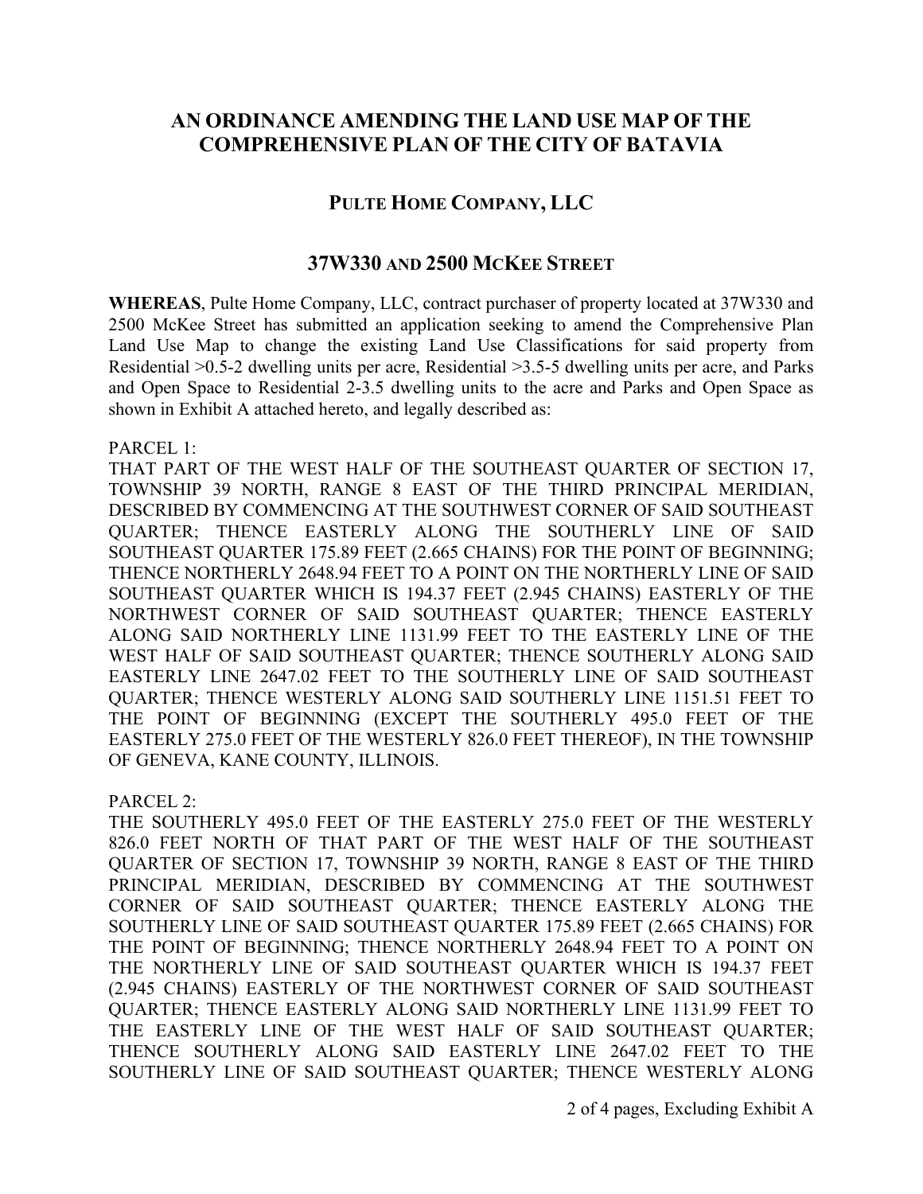# AN ORDINANCE AMENDING THE LAND USE MAP OF THE COMPREHENSIVE PLAN OF THE CITY OF BATAVIA

## PULTE HOME COMPANY, LLC

## 37W330 AND 2500 MCKEE STREET

**WHEREAS**, Pulte Home Company, LLC, contract purchaser of property located at 37W330 and 2500 McKee Street has submitted an application seeking to amend the Comprehensive Plan Land Use Map to change the existing Land Use Classifications for said property from Residential >0.5-2 dwelling units per acre, Residential >3.5-5 dwelling units per acre, and Parks and Open Space to Residential 2-3.5 dwelling units to the acre and Parks and Open Space as shown in Exhibit A attached hereto, and legally described as:

PARCEL 1:
THAT PART OF THE WEST HALF OF THE SOUTHEAST QUARTER OF SECTION 17, TOWNSHIP 39 NORTH, RANGE 8 EAST OF THE THIRD PRINCIPAL MERIDIAN, DESCRIBED BY COMMENCING AT THE SOUTHWEST CORNER OF SAID SOUTHEAST QUARTER; THENCE EASTERLY ALONG THE SOUTHERLY LINE OF SAID SOUTHEAST QUARTER 175.89 FEET (2.665 CHAINS) FOR THE POINT OF BEGINNING; THENCE NORTHERLY 2648.94 FEET TO A POINT ON THE NORTHERLY LINE OF SAID SOUTHEAST QUARTER WHICH IS 194.37 FEET (2.945 CHAINS) EASTERLY OF THE NORTHWEST CORNER OF SAID SOUTHEAST QUARTER; THENCE EASTERLY ALONG SAID NORTHERLY LINE 1131.99 FEET TO THE EASTERLY LINE OF THE WEST HALF OF SAID SOUTHEAST QUARTER; THENCE SOUTHERLY ALONG SAID EASTERLY LINE 2647.02 FEET TO THE SOUTHERLY LINE OF SAID SOUTHEAST QUARTER; THENCE WESTERLY ALONG SAID SOUTHERLY LINE 1151.51 FEET TO THE POINT OF BEGINNING (EXCEPT THE SOUTHERLY 495.0 FEET OF THE EASTERLY 275.0 FEET OF THE WESTERLY 826.0 FEET THEREOF), IN THE TOWNSHIP OF GENEVA, KANE COUNTY, ILLINOIS.

PARCEL 2:
THE SOUTHERLY 495.0 FEET OF THE EASTERLY 275.0 FEET OF THE WESTERLY 826.0 FEET NORTH OF THAT PART OF THE WEST HALF OF THE SOUTHEAST QUARTER OF SECTION 17, TOWNSHIP 39 NORTH, RANGE 8 EAST OF THE THIRD PRINCIPAL MERIDIAN, DESCRIBED BY COMMENCING AT THE SOUTHWEST CORNER OF SAID SOUTHEAST QUARTER; THENCE EASTERLY ALONG THE SOUTHERLY LINE OF SAID SOUTHEAST QUARTER 175.89 FEET (2.665 CHAINS) FOR THE POINT OF BEGINNING; THENCE NORTHERLY 2648.94 FEET TO A POINT ON THE NORTHERLY LINE OF SAID SOUTHEAST QUARTER WHICH IS 194.37 FEET (2.945 CHAINS) EASTERLY OF THE NORTHWEST CORNER OF SAID SOUTHEAST QUARTER; THENCE EASTERLY ALONG SAID NORTHERLY LINE 1131.99 FEET TO THE EASTERLY LINE OF THE WEST HALF OF SAID SOUTHEAST QUARTER; THENCE SOUTHERLY ALONG SAID EASTERLY LINE 2647.02 FEET TO THE SOUTHERLY LINE OF SAID SOUTHEAST QUARTER; THENCE WESTERLY ALONG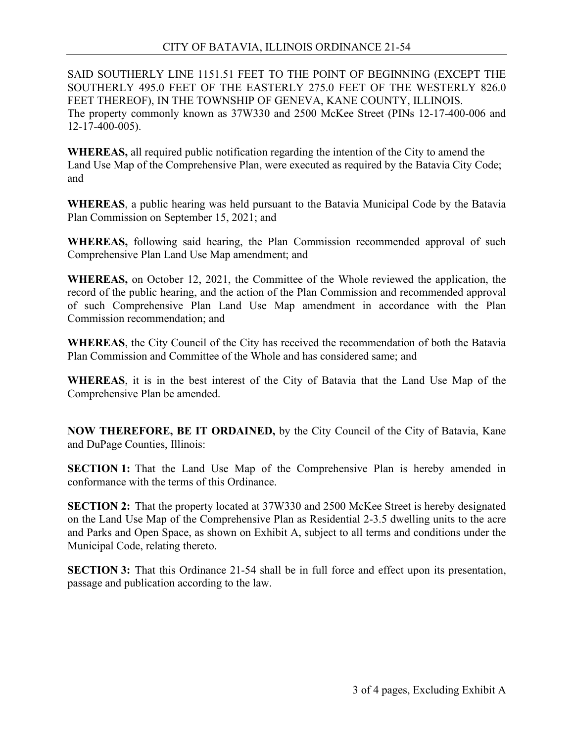SAID SOUTHERLY LINE 1151.51 FEET TO THE POINT OF BEGINNING (EXCEPT THE SOUTHERLY 495.0 FEET OF THE EASTERLY 275.0 FEET OF THE WESTERLY 826.0 FEET THEREOF), IN THE TOWNSHIP OF GENEVA, KANE COUNTY, ILLINOIS.
The property commonly known as 37W330 and 2500 McKee Street (PINs 12-17-400-006 and 12-17-400-005).

**WHEREAS,** all required public notification regarding the intention of the City to amend the Land Use Map of the Comprehensive Plan, were executed as required by the Batavia City Code; and

**WHEREAS**, a public hearing was held pursuant to the Batavia Municipal Code by the Batavia Plan Commission on September 15, 2021; and

**WHEREAS,** following said hearing, the Plan Commission recommended approval of such Comprehensive Plan Land Use Map amendment; and

**WHEREAS,** on October 12, 2021, the Committee of the Whole reviewed the application, the record of the public hearing, and the action of the Plan Commission and recommended approval of such Comprehensive Plan Land Use Map amendment in accordance with the Plan Commission recommendation; and

**WHEREAS**, the City Council of the City has received the recommendation of both the Batavia Plan Commission and Committee of the Whole and has considered same; and

**WHEREAS**, it is in the best interest of the City of Batavia that the Land Use Map of the Comprehensive Plan be amended.

**NOW THEREFORE, BE IT ORDAINED,** by the City Council of the City of Batavia, Kane and DuPage Counties, Illinois:

**SECTION 1:** That the Land Use Map of the Comprehensive Plan is hereby amended in conformance with the terms of this Ordinance.

**SECTION 2:** That the property located at 37W330 and 2500 McKee Street is hereby designated on the Land Use Map of the Comprehensive Plan as Residential 2-3.5 dwelling units to the acre and Parks and Open Space, as shown on Exhibit A, subject to all terms and conditions under the Municipal Code, relating thereto.

**SECTION 3:** That this Ordinance 21-54 shall be in full force and effect upon its presentation, passage and publication according to the law.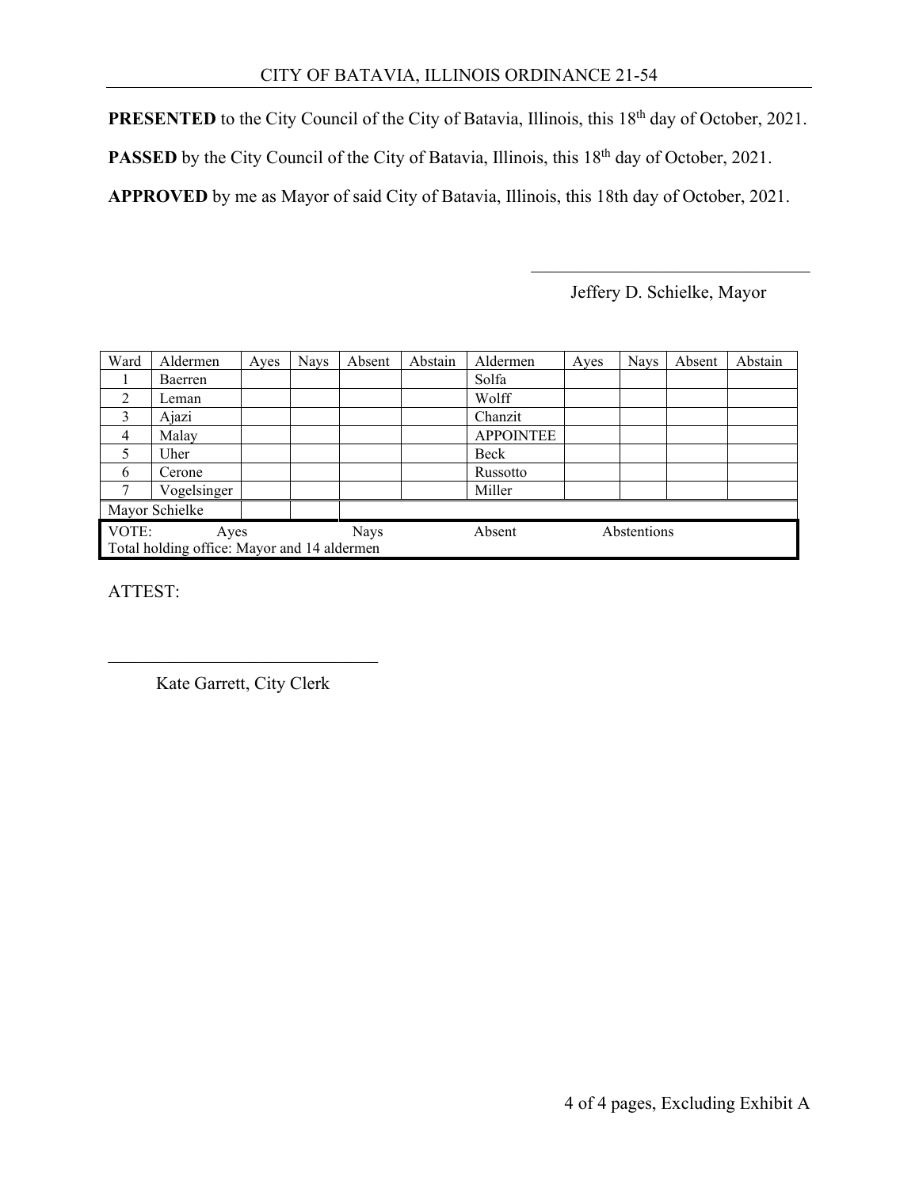**PRESENTED** to the City Council of the City of Batavia, Illinois, this 18th day of October, 2021.

**PASSED** by the City Council of the City of Batavia, Illinois, this 18th day of October, 2021.

**APPROVED** by me as Mayor of said City of Batavia, Illinois, this 18th day of October, 2021.

\_\_\_\_\_\_\_\_\_\_\_\_\_\_\_\_\_\_\_\_\_\_\_\_\_\_\_\_\_\_\_\_

Jeffery D. Schielke, Mayor

| Ward | Aldermen | Ayes | Nays | Absent | Abstain | Aldermen | Ayes | Nays | Absent | Abstain |
|---|---|---|---|---|---|---|---|---|---|---|
| 1 | Baerren | | | | | Solfa | | | | |
| 2 | Leman | | | | | Wolff | | | | |
| 3 | Ajazi | | | | | Chanzit | | | | |
| 4 | Malay | | | | | APPOINTEE | | | | |
| 5 | Uher | | | | | Beck | | | | |
| 6 | Cerone | | | | | Russotto | | | | |
| 7 | Vogelsinger | | | | | Miller | | | | |
| Mayor Schielke | | | | | | | | | | |
| VOTE: Ayes | | | | Nays | | Absent | | Abstentions | | |
| Total holding office: Mayor and 14 aldermen | | | | | | | | | | |

ATTEST:

\_\_\_\_\_\_\_\_\_\_\_\_\_\_\_\_\_\_\_\_\_\_\_\_\_\_\_\_\_\_\_\_

Kate Garrett, City Clerk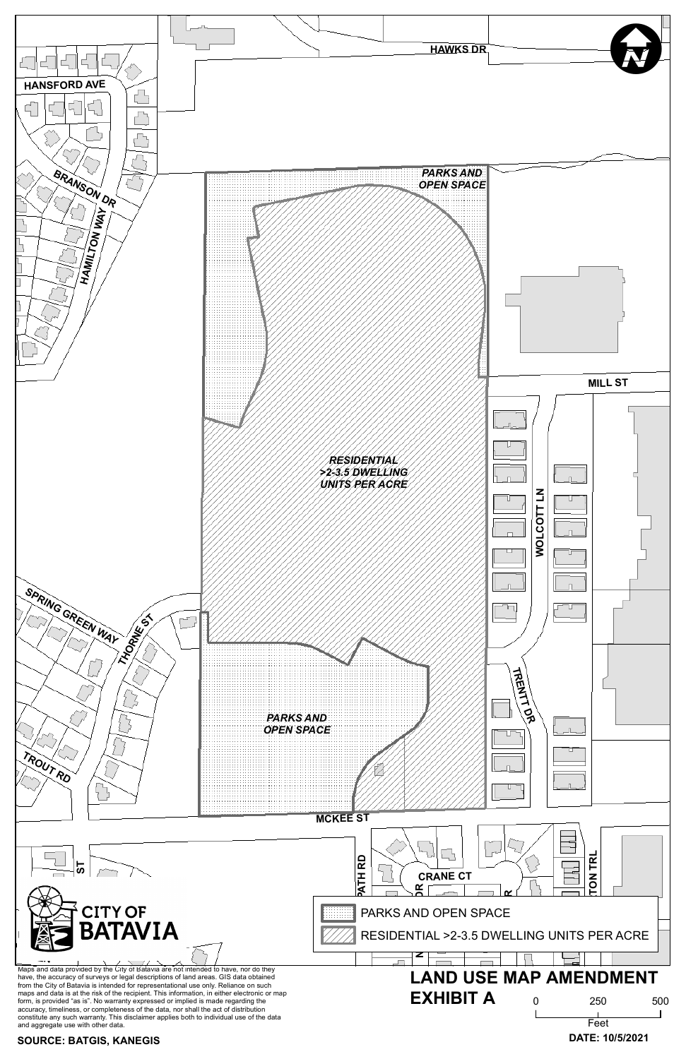HAWKS DR

HANSFORD AVE

BRANSON DR

HAMILTON WAY

PARKS AND OPEN SPACE

MILL ST

RESIDENTIAL >2-3.5 DWELLING UNITS PER ACRE

WOLCOTT LN

SPRING GREEN WAY

THORNE ST

TRENTT DR

PARKS AND OPEN SPACE

TROUT RD

MCKEE ST

ST

PATH RD

CRANE CT

TON TRL

CITY OF BATAVIA

PARKS AND OPEN SPACE

RESIDENTIAL >2-3.5 DWELLING UNITS PER ACRE

Maps and data provided by the City of Batavia are not intended to have, nor do they have, the accuracy of surveys or legal descriptions of land areas. GIS data obtained from the City of Batavia is intended for representational use only. Reliance on such maps and data is at the risk of the recipient. This information, in either electronic or map form, is provided "as is". No warranty expressed or implied is made regarding the accuracy, timeliness, or completeness of the data, nor shall the act of distribution constitute any such warranty. This disclaimer applies both to individual use of the data and aggregate use with other data.

**SOURCE: BATGIS, KANEGIS**

# LAND USE MAP AMENDMENT EXHIBIT A

0 250 500

Feet

**DATE: 10/5/2021**